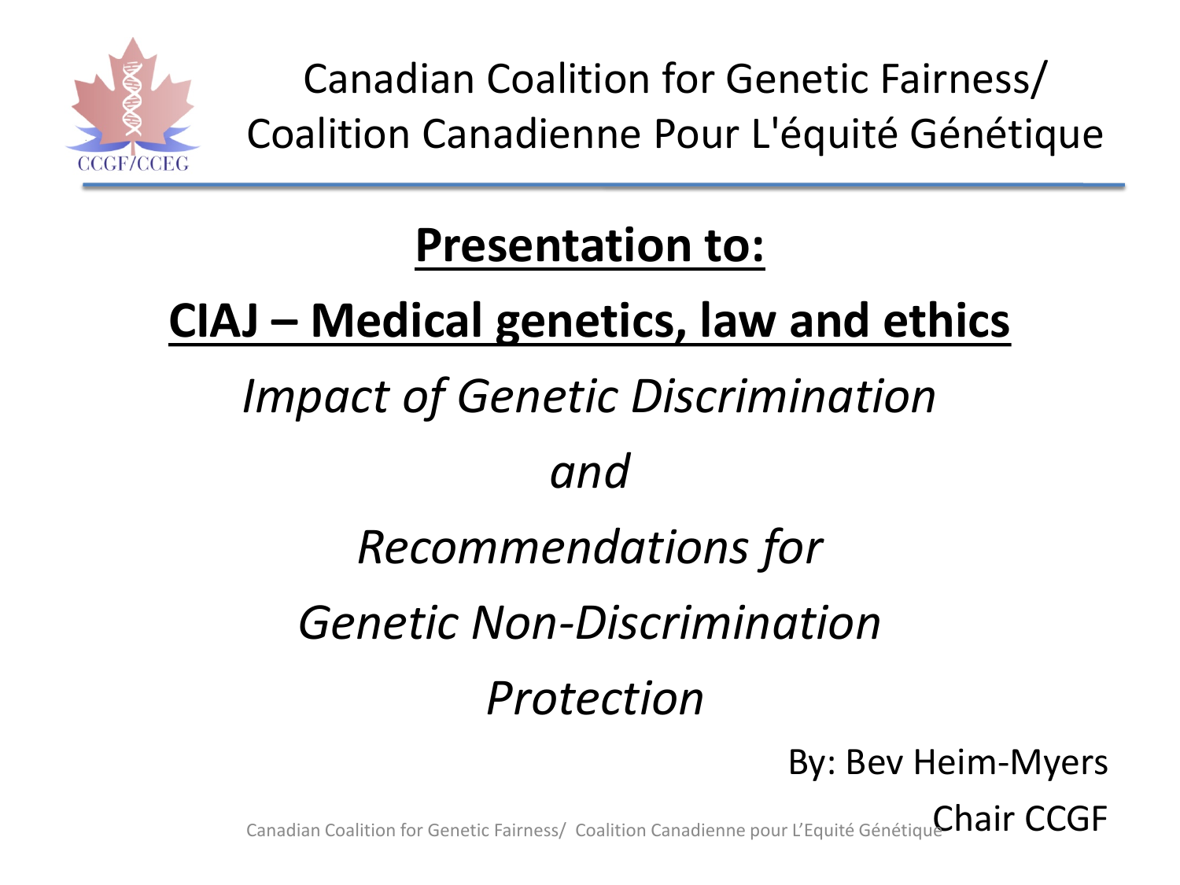# Canadian Coalition for Genetic Fairness/ Coalition Canadienne Pour L'équité Génétique

CCGF/CCEG

## **Presentation to:**

## **CIAJ – Medical genetics, law and ethics**

*Impact of Genetic Discrimination*

*and*

*Recommendations for*

*Genetic Non-Discrimination*

*Protection*

By: Bev Heim-Myers

Chair CCGF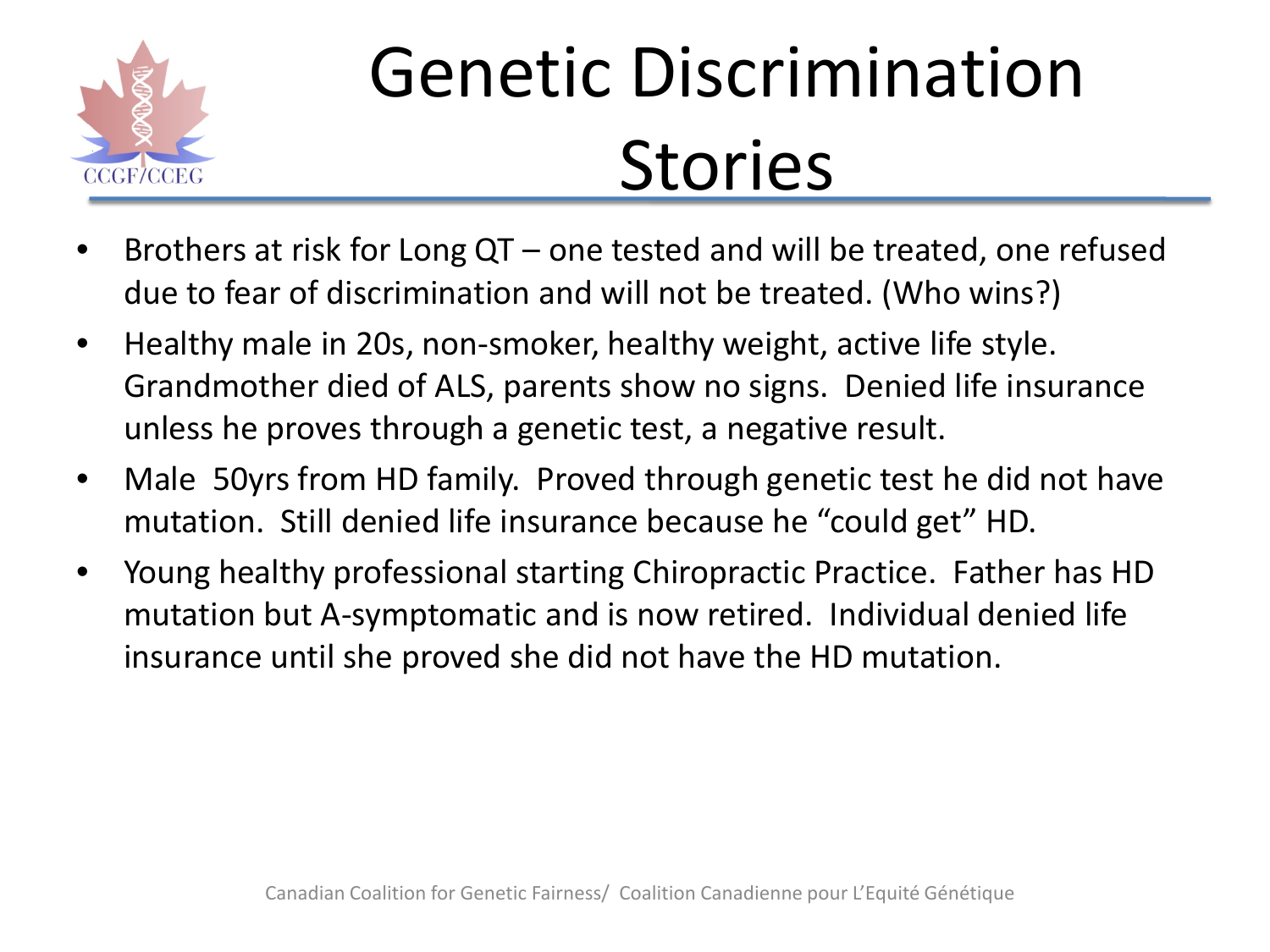# Genetic Discrimination Stories

- Brothers at risk for Long QT – one tested and will be treated, one refused due to fear of discrimination and will not be treated. (Who wins?)
- Healthy male in 20s, non-smoker, healthy weight, active life style. Grandmother died of ALS, parents show no signs. Denied life insurance unless he proves through a genetic test, a negative result.
- Male 50yrs from HD family. Proved through genetic test he did not have mutation. Still denied life insurance because he "could get" HD.
- Young healthy professional starting Chiropractic Practice. Father has HD mutation but A-symptomatic and is now retired. Individual denied life insurance until she proved she did not have the HD mutation.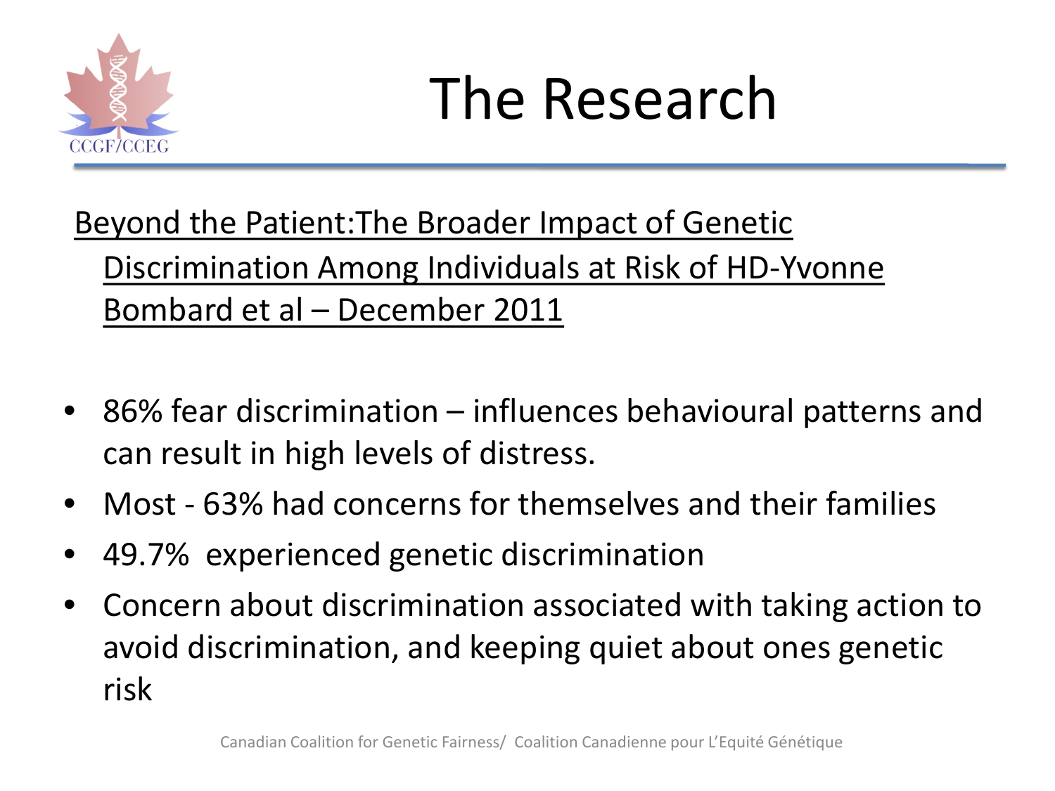# The Research

<u>Beyond the Patient:The Broader Impact of Genetic Discrimination Among Individuals at Risk of HD-Yvonne Bombard et al – December 2011</u>

- 86% fear discrimination – influences behavioural patterns and can result in high levels of distress.
- Most - 63% had concerns for themselves and their families
- 49.7% experienced genetic discrimination
- Concern about discrimination associated with taking action to avoid discrimination, and keeping quiet about ones genetic risk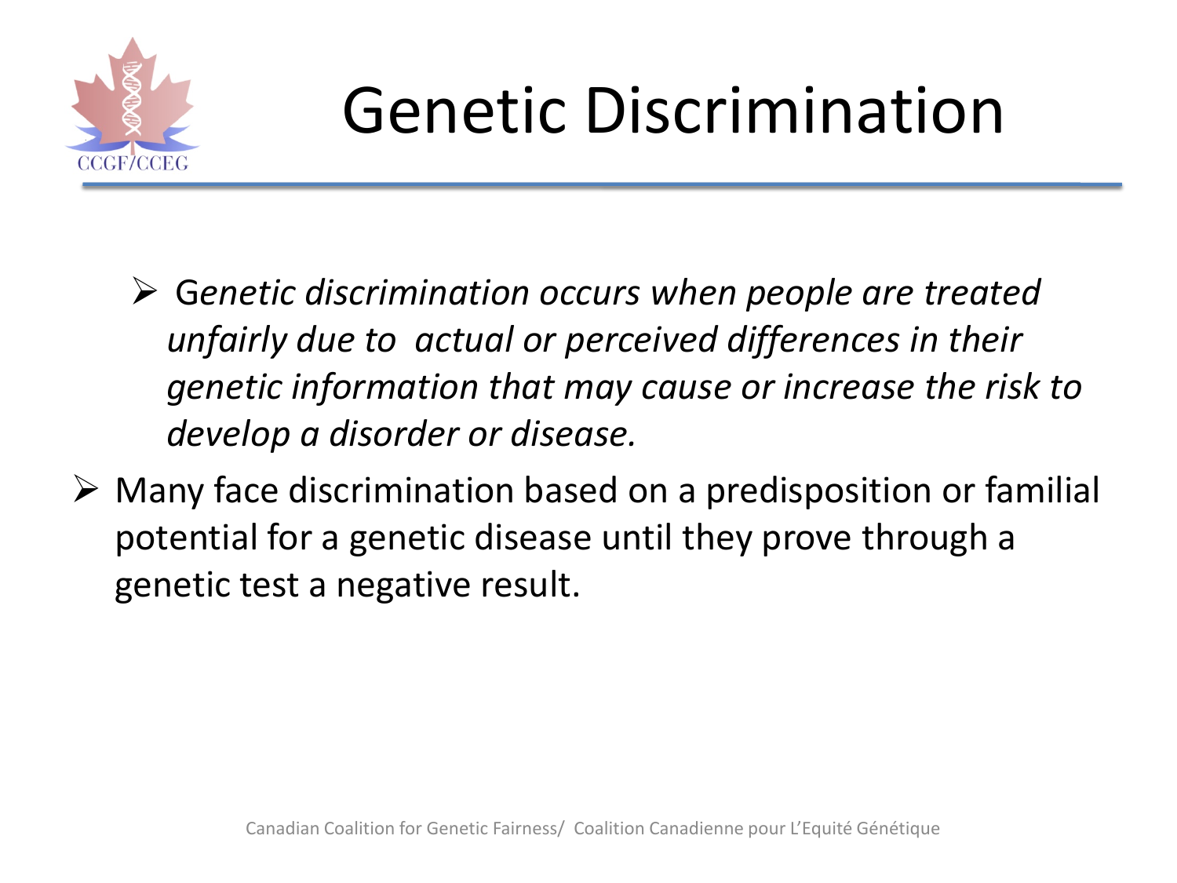# Genetic Discrimination

- *Genetic discrimination occurs when people are treated unfairly due to actual or perceived differences in their genetic information that may cause or increase the risk to develop a disorder or disease.*
- Many face discrimination based on a predisposition or familial potential for a genetic disease until they prove through a genetic test a negative result.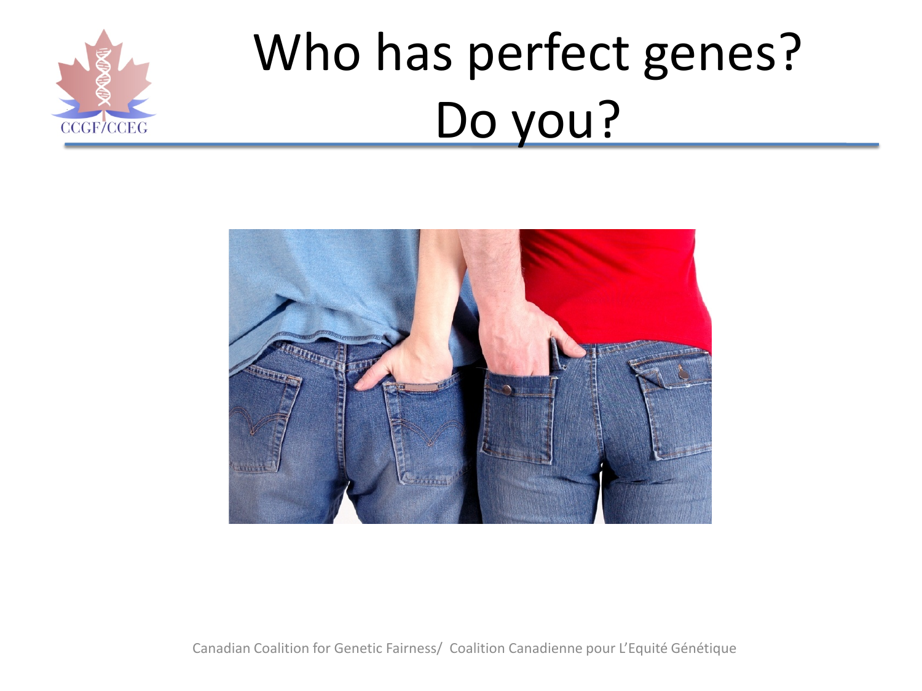# Who has perfect genes? Do you?

Canadian Coalition for Genetic Fairness/ Coalition Canadienne pour L'Equité Génétique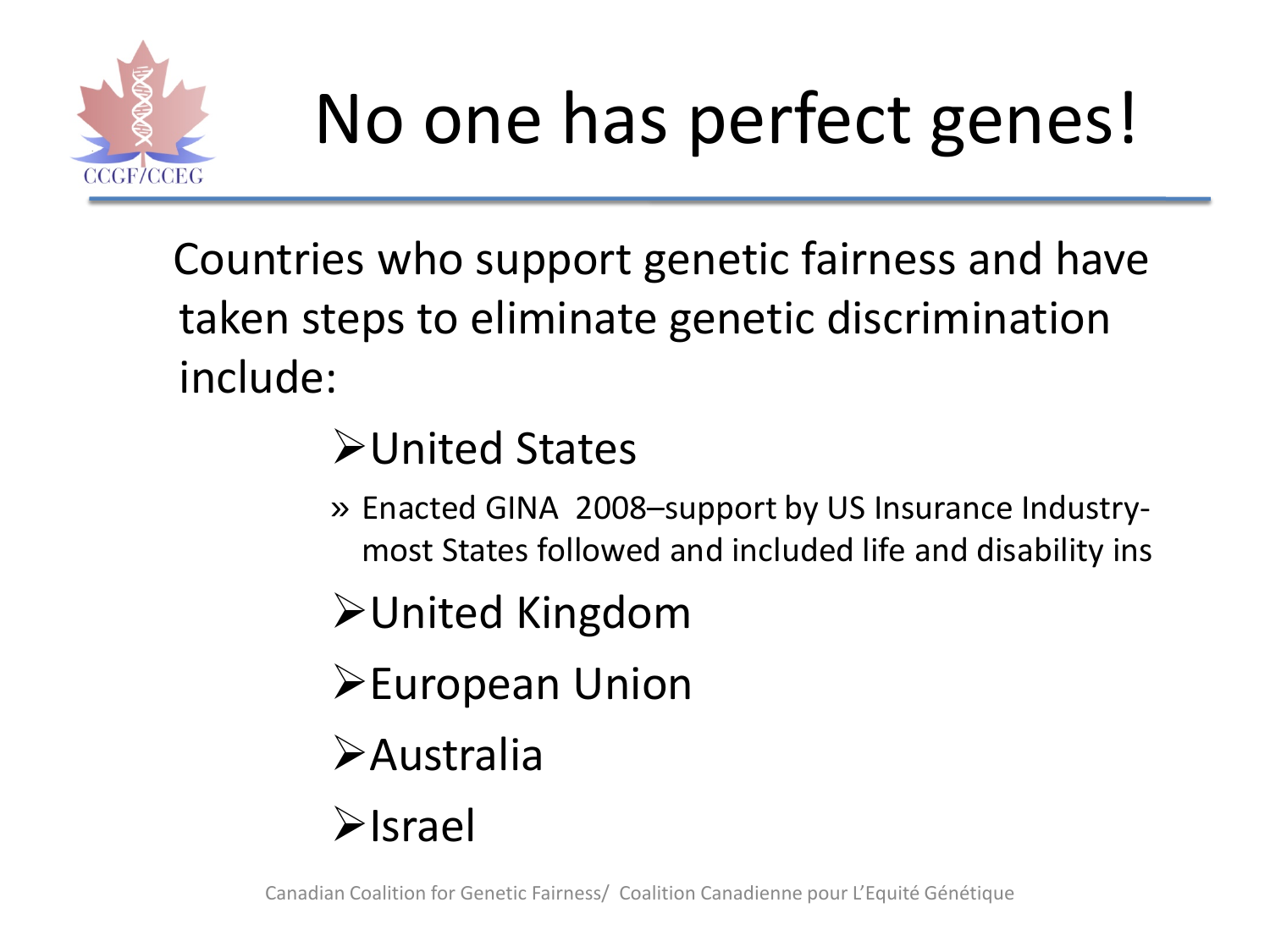# No one has perfect genes!

Countries who support genetic fairness and have taken steps to eliminate genetic discrimination include:

- United States
  - Enacted GINA 2008–support by US Insurance Industry- most States followed and included life and disability ins
- United Kingdom
- European Union
- Australia
- Israel

Canadian Coalition for Genetic Fairness/ Coalition Canadienne pour L'Equité Génétique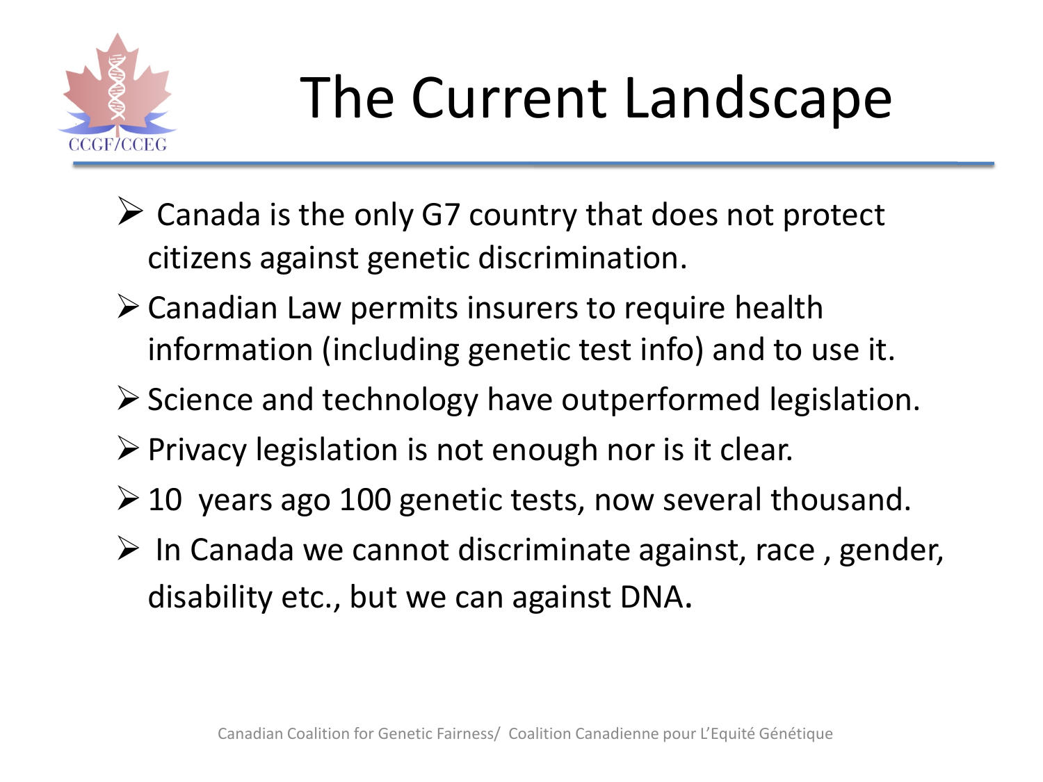# The Current Landscape

- Canada is the only G7 country that does not protect citizens against genetic discrimination.
- Canadian Law permits insurers to require health information (including genetic test info) and to use it.
- Science and technology have outperformed legislation.
- Privacy legislation is not enough nor is it clear.
- 10 years ago 100 genetic tests, now several thousand.
- In Canada we cannot discriminate against, race , gender, disability etc., but we can against DNA.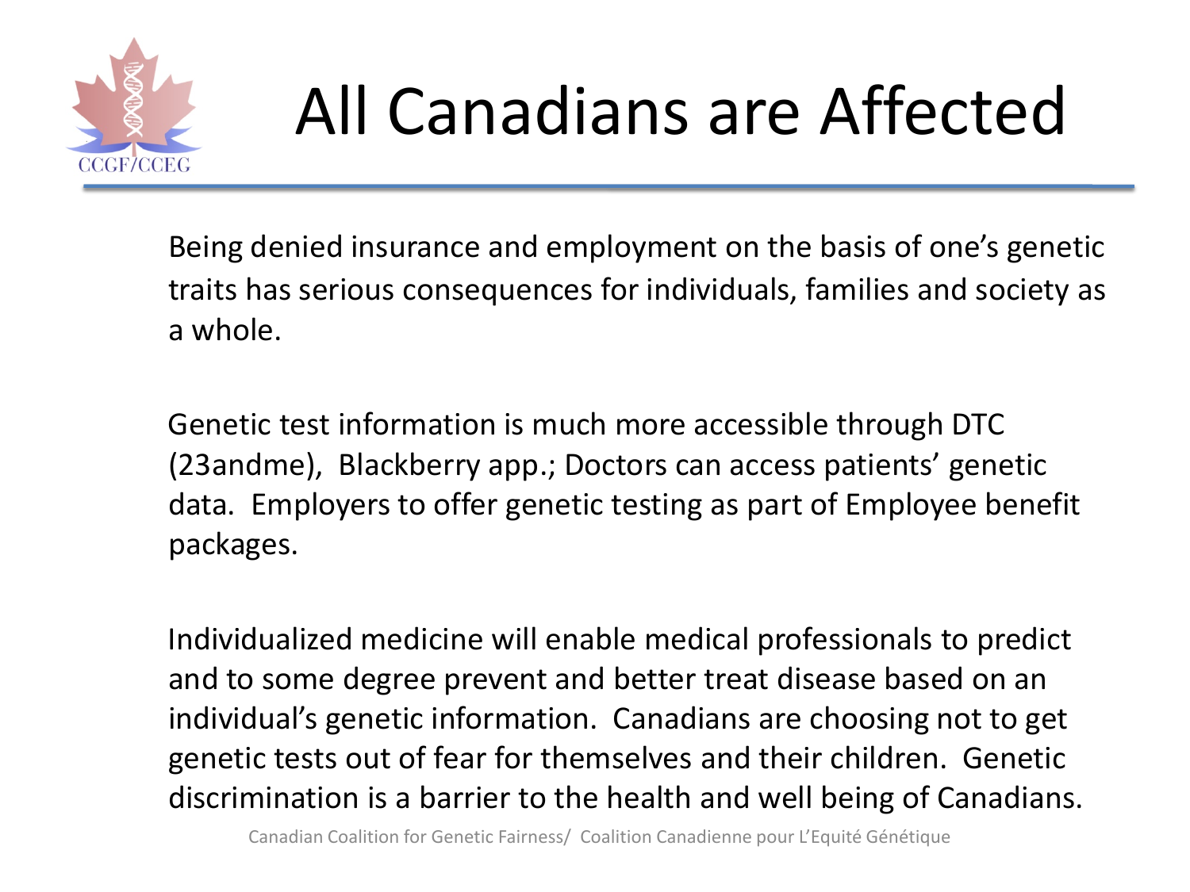# All Canadians are Affected

Being denied insurance and employment on the basis of one's genetic traits has serious consequences for individuals, families and society as a whole.

Genetic test information is much more accessible through DTC (23andme), Blackberry app.; Doctors can access patients' genetic data. Employers to offer genetic testing as part of Employee benefit packages.

Individualized medicine will enable medical professionals to predict and to some degree prevent and better treat disease based on an individual's genetic information. Canadians are choosing not to get genetic tests out of fear for themselves and their children. Genetic discrimination is a barrier to the health and well being of Canadians.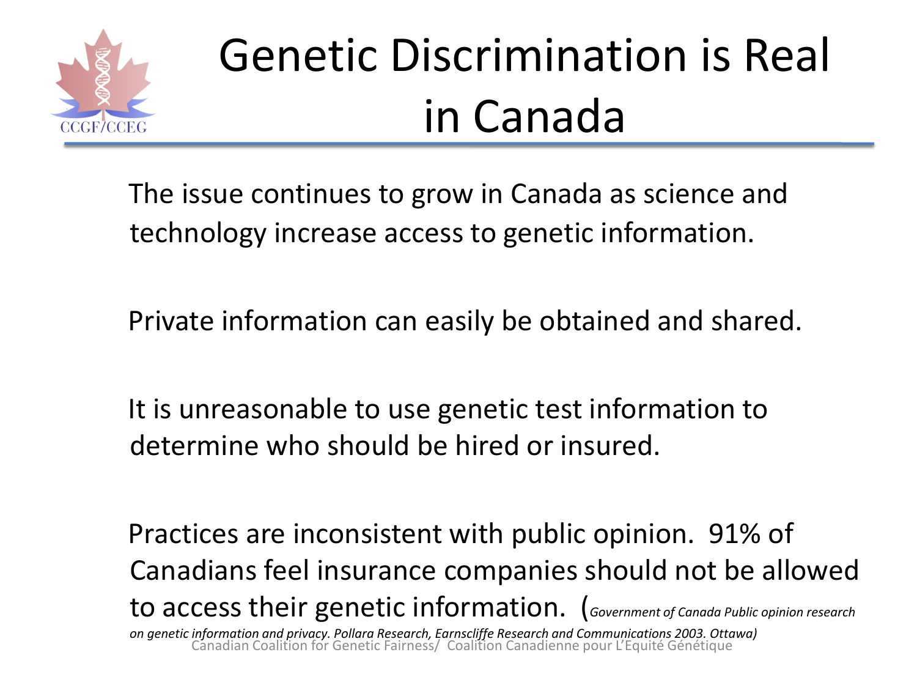# Genetic Discrimination is Real in Canada

The issue continues to grow in Canada as science and technology increase access to genetic information.

Private information can easily be obtained and shared.

It is unreasonable to use genetic test information to determine who should be hired or insured.

Practices are inconsistent with public opinion. 91% of Canadians feel insurance companies should not be allowed to access their genetic information. (*Government of Canada Public opinion research on genetic information and privacy. Pollara Research, Earnscliffe Research and Communications 2003. Ottawa)*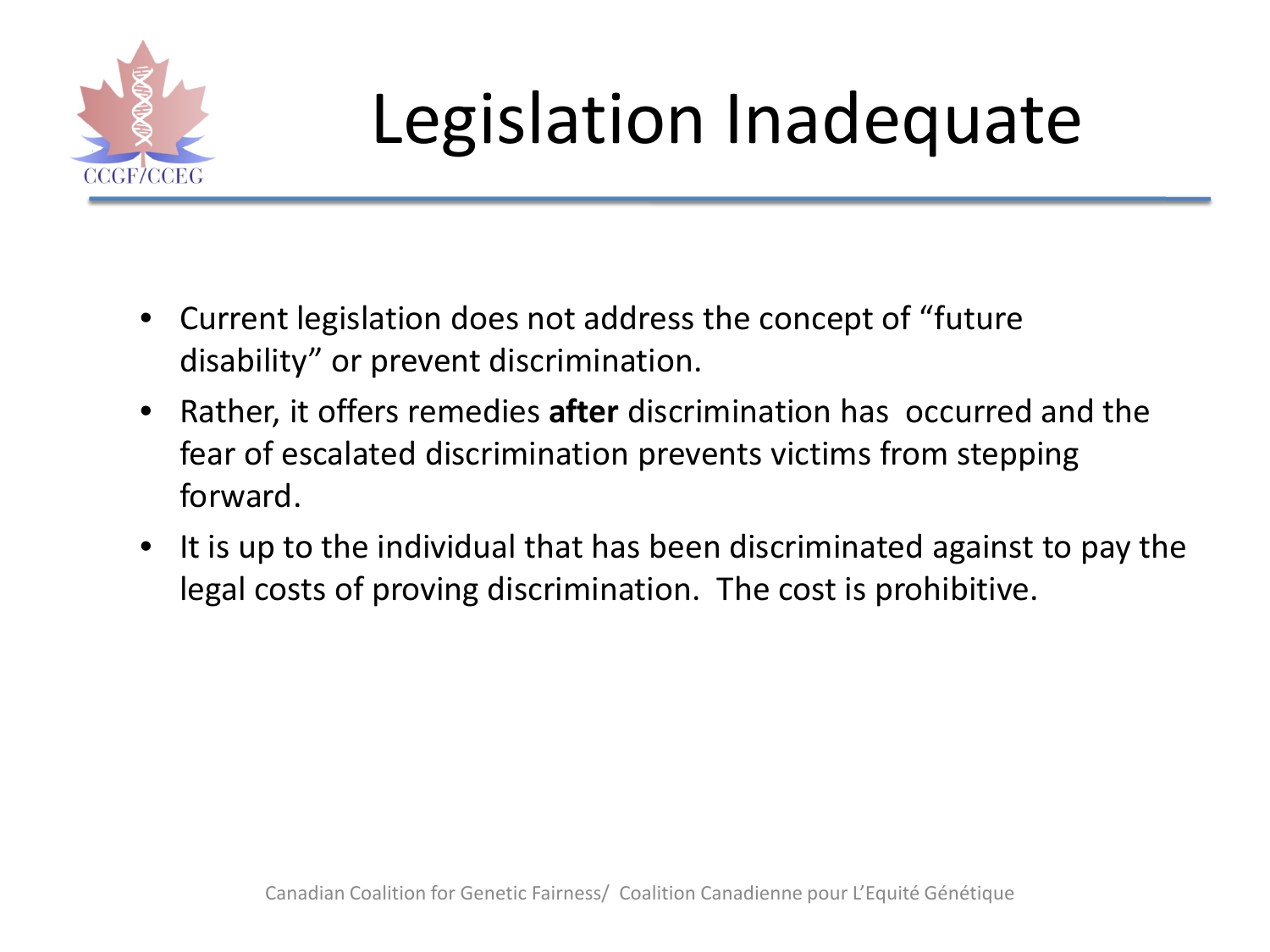# Legislation Inadequate

- Current legislation does not address the concept of "future disability" or prevent discrimination.
- Rather, it offers remedies **after** discrimination has occurred and the fear of escalated discrimination prevents victims from stepping forward.
- It is up to the individual that has been discriminated against to pay the legal costs of proving discrimination. The cost is prohibitive.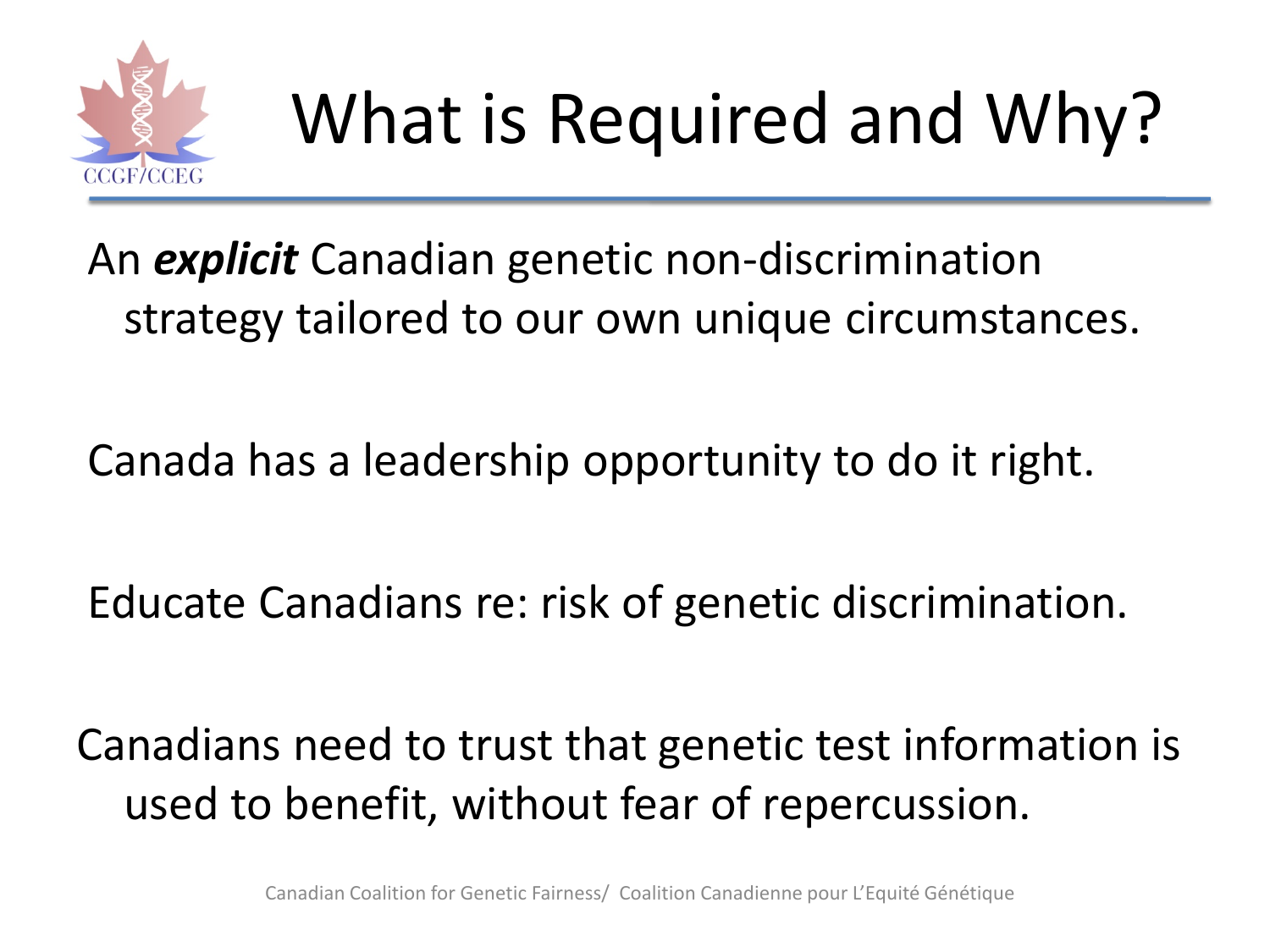# What is Required and Why?

An ***explicit*** Canadian genetic non-discrimination strategy tailored to our own unique circumstances.

Canada has a leadership opportunity to do it right.

Educate Canadians re: risk of genetic discrimination.

Canadians need to trust that genetic test information is used to benefit, without fear of repercussion.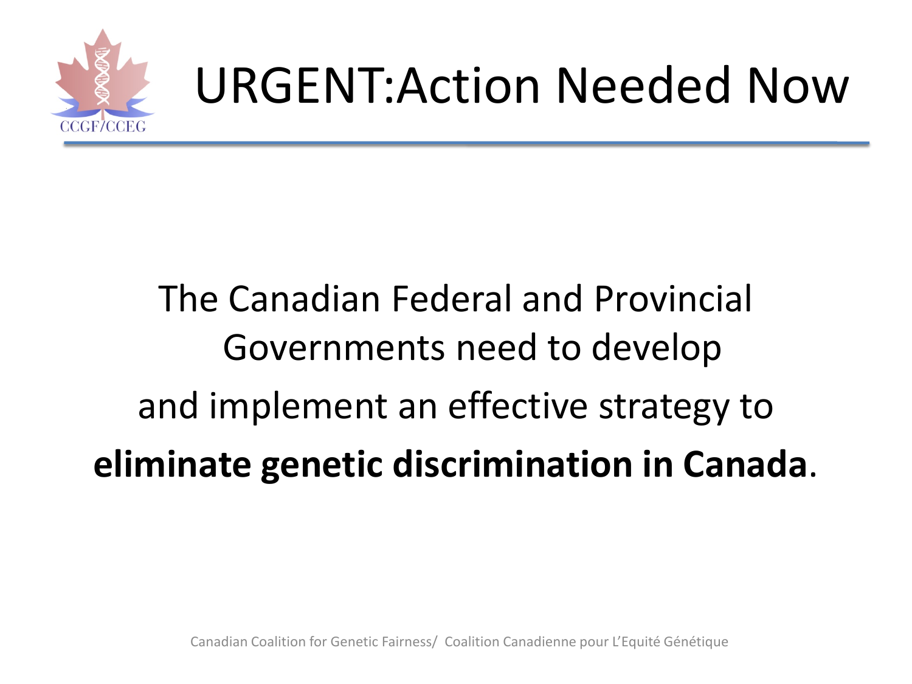# URGENT:Action Needed Now

The Canadian Federal and Provincial Governments need to develop and implement an effective strategy to **eliminate genetic discrimination in Canada**.

Canadian Coalition for Genetic Fairness/ Coalition Canadienne pour L'Equité Génétique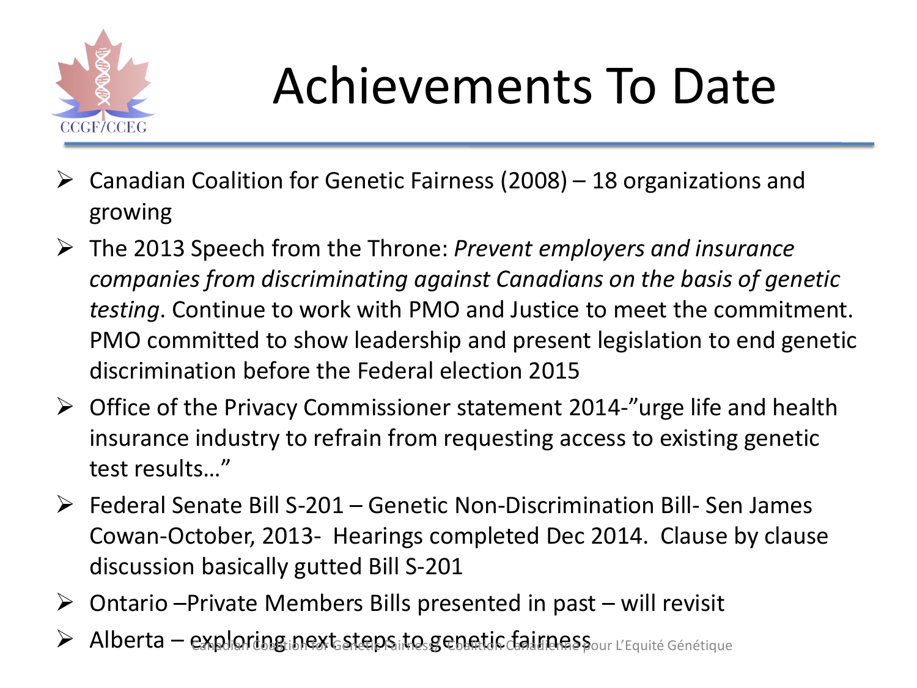# Achievements To Date

- Canadian Coalition for Genetic Fairness (2008) – 18 organizations and growing
- The 2013 Speech from the Throne: *Prevent employers and insurance companies from discriminating against Canadians on the basis of genetic testing*. Continue to work with PMO and Justice to meet the commitment. PMO committed to show leadership and present legislation to end genetic discrimination before the Federal election 2015
- Office of the Privacy Commissioner statement 2014-"urge life and health insurance industry to refrain from requesting access to existing genetic test results…"
- Federal Senate Bill S-201 – Genetic Non-Discrimination Bill- Sen James Cowan-October, 2013- Hearings completed Dec 2014. Clause by clause discussion basically gutted Bill S-201
- Ontario –Private Members Bills presented in past – will revisit
- Alberta – exploring next steps to genetic fairness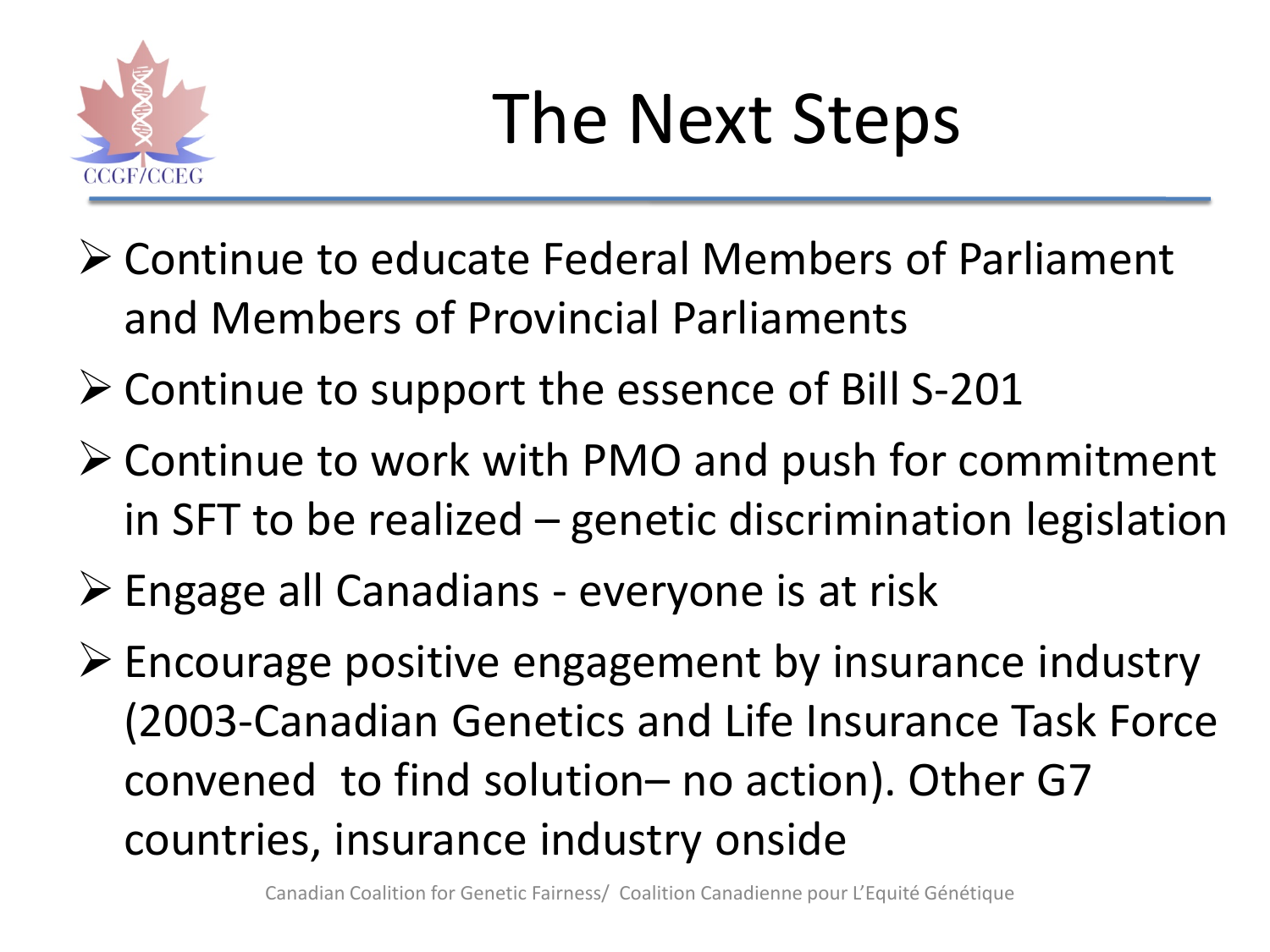# The Next Steps

- Continue to educate Federal Members of Parliament and Members of Provincial Parliaments
- Continue to support the essence of Bill S-201
- Continue to work with PMO and push for commitment in SFT to be realized – genetic discrimination legislation
- Engage all Canadians - everyone is at risk
- Encourage positive engagement by insurance industry (2003-Canadian Genetics and Life Insurance Task Force convened to find solution– no action). Other G7 countries, insurance industry onside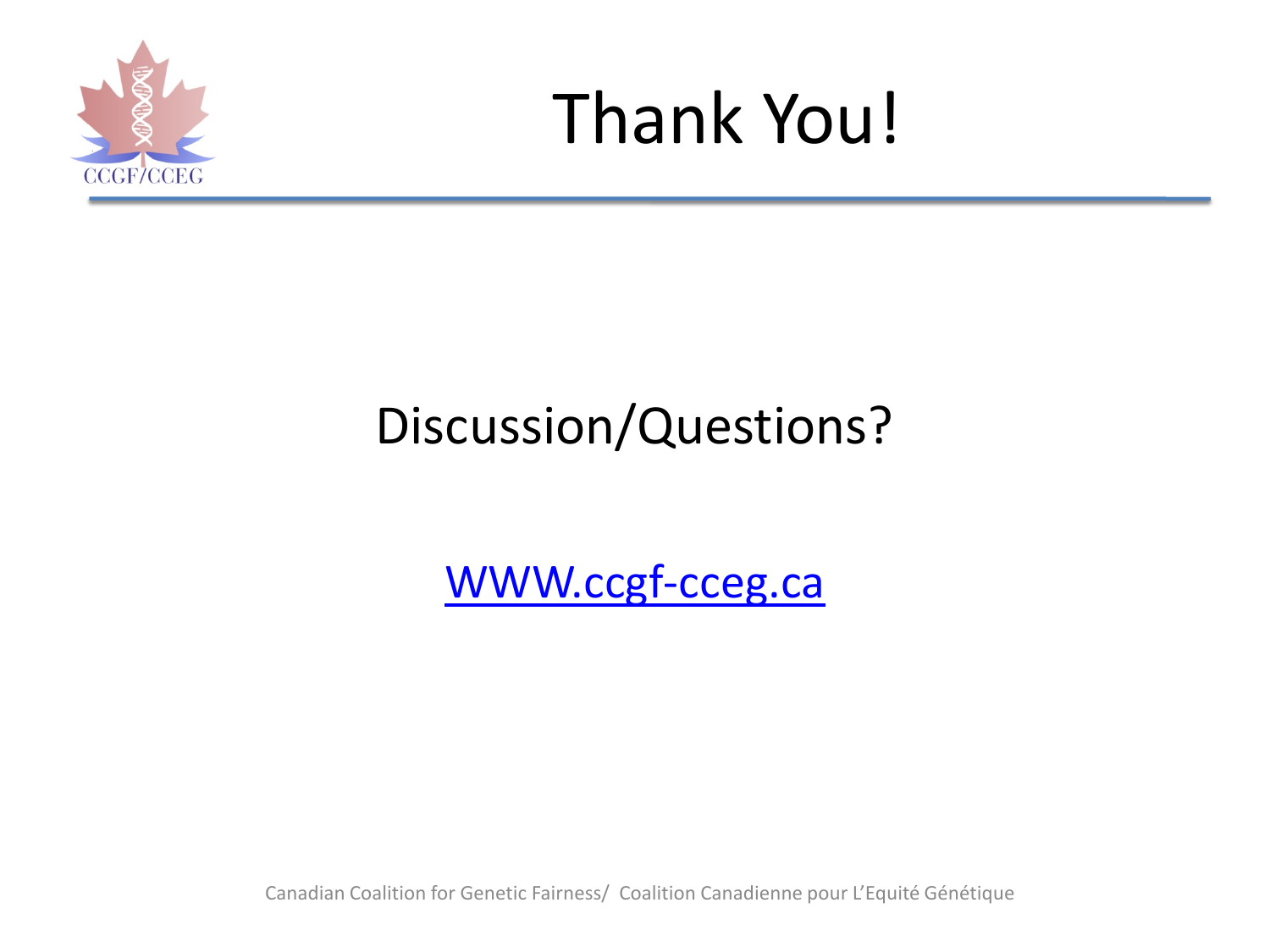# Thank You!

Discussion/Questions?

[WWW.ccgf-cceg.ca](http://www.ccgf-cceg.ca)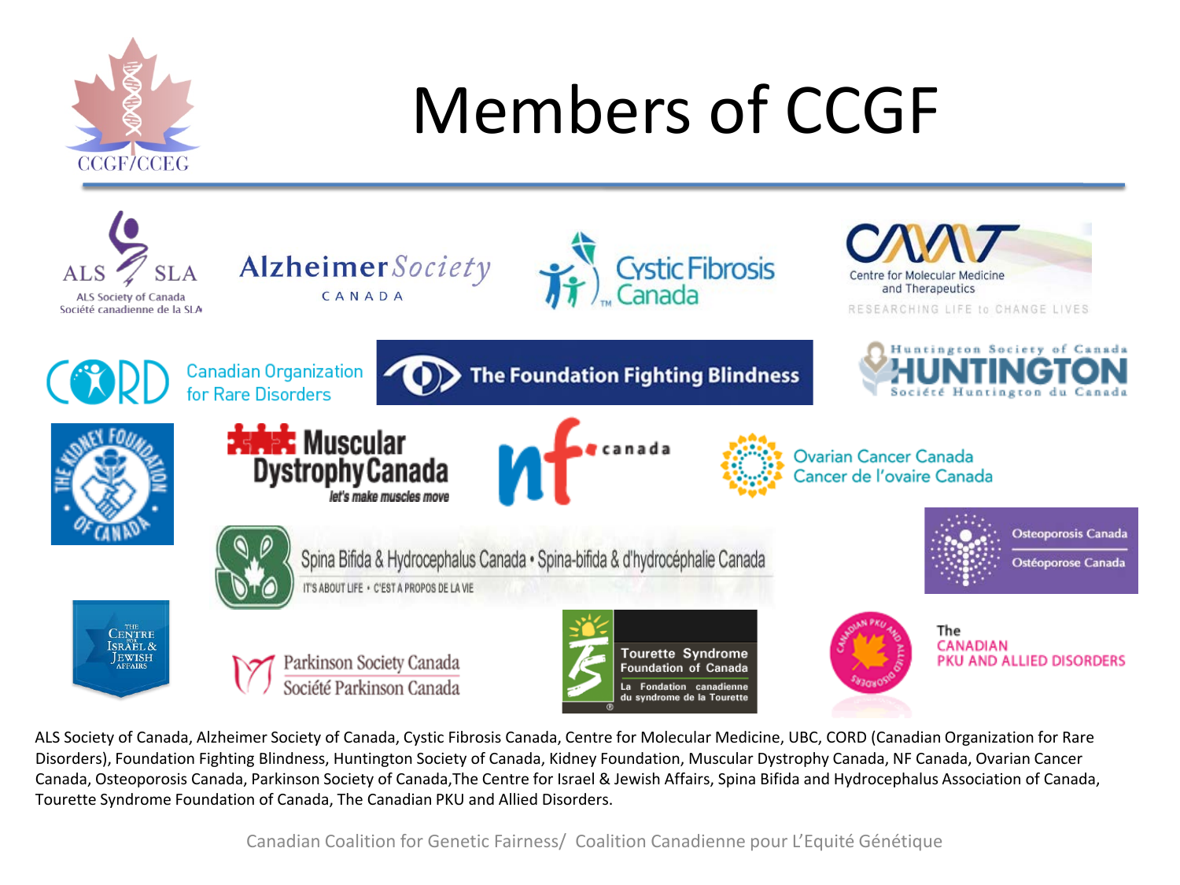# Members of CCGF

ALS Society of Canada, Alzheimer Society of Canada, Cystic Fibrosis Canada, Centre for Molecular Medicine, UBC, CORD (Canadian Organization for Rare Disorders), Foundation Fighting Blindness, Huntington Society of Canada, Kidney Foundation, Muscular Dystrophy Canada, NF Canada, Ovarian Cancer Canada, Osteoporosis Canada, Parkinson Society of Canada,The Centre for Israel & Jewish Affairs, Spina Bifida and Hydrocephalus Association of Canada, Tourette Syndrome Foundation of Canada, The Canadian PKU and Allied Disorders.

Canadian Coalition for Genetic Fairness/ Coalition Canadienne pour L'Equité Génétique